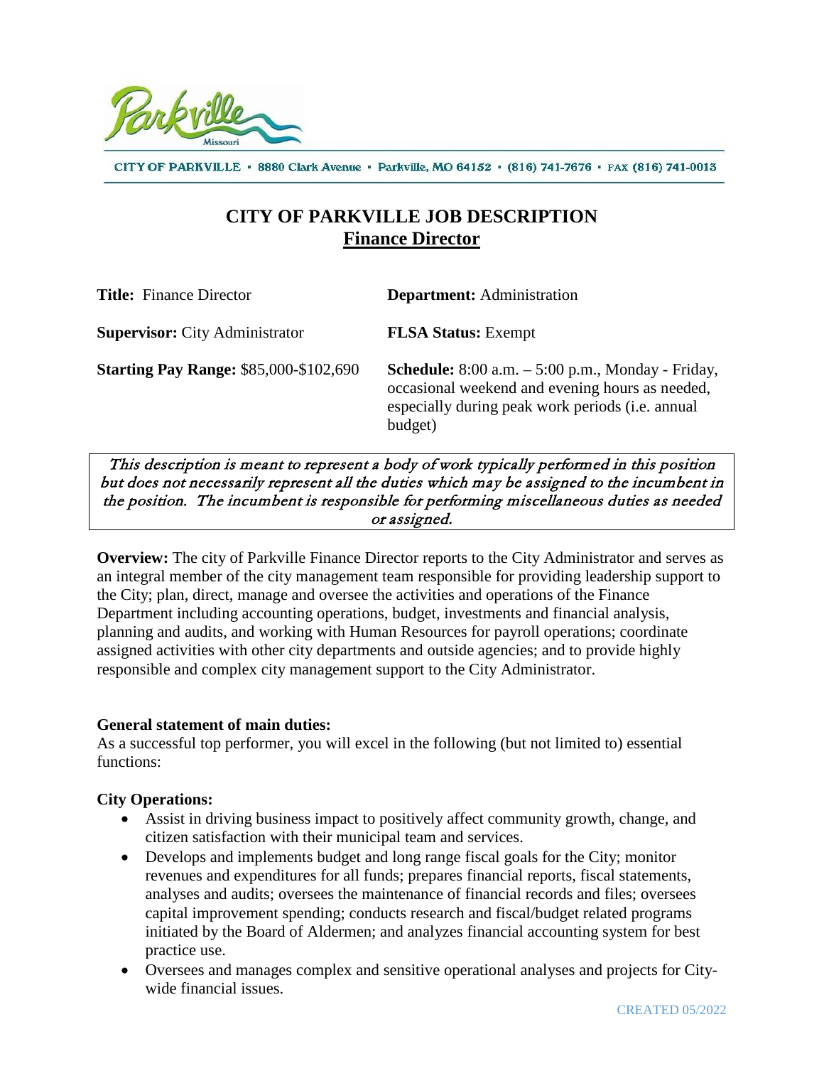CITY OF PARKVILLE • 8880 Clark Avenue • Parkville, MO 64152 • (816) 741-7676 • FAX (816) 741-0013

# CITY OF PARKVILLE JOB DESCRIPTION
## Finance Director

**Title:** Finance Director

**Department:** Administration

**Supervisor:** City Administrator

**FLSA Status:** Exempt

**Starting Pay Range:** $85,000-$102,690

**Schedule:** 8:00 a.m. – 5:00 p.m., Monday - Friday, occasional weekend and evening hours as needed, especially during peak work periods (i.e. annual budget)

*This description is meant to represent a body of work typically performed in this position but does not necessarily represent all the duties which may be assigned to the incumbent in the position. The incumbent is responsible for performing miscellaneous duties as needed or assigned.*

**Overview:** The city of Parkville Finance Director reports to the City Administrator and serves as an integral member of the city management team responsible for providing leadership support to the City; plan, direct, manage and oversee the activities and operations of the Finance Department including accounting operations, budget, investments and financial analysis, planning and audits, and working with Human Resources for payroll operations; coordinate assigned activities with other city departments and outside agencies; and to provide highly responsible and complex city management support to the City Administrator.

**General statement of main duties:**
As a successful top performer, you will excel in the following (but not limited to) essential functions:

**City Operations:**

- Assist in driving business impact to positively affect community growth, change, and citizen satisfaction with their municipal team and services.
- Develops and implements budget and long range fiscal goals for the City; monitor revenues and expenditures for all funds; prepares financial reports, fiscal statements, analyses and audits; oversees the maintenance of financial records and files; oversees capital improvement spending; conducts research and fiscal/budget related programs initiated by the Board of Aldermen; and analyzes financial accounting system for best practice use.
- Oversees and manages complex and sensitive operational analyses and projects for City-wide financial issues.

CREATED 05/2022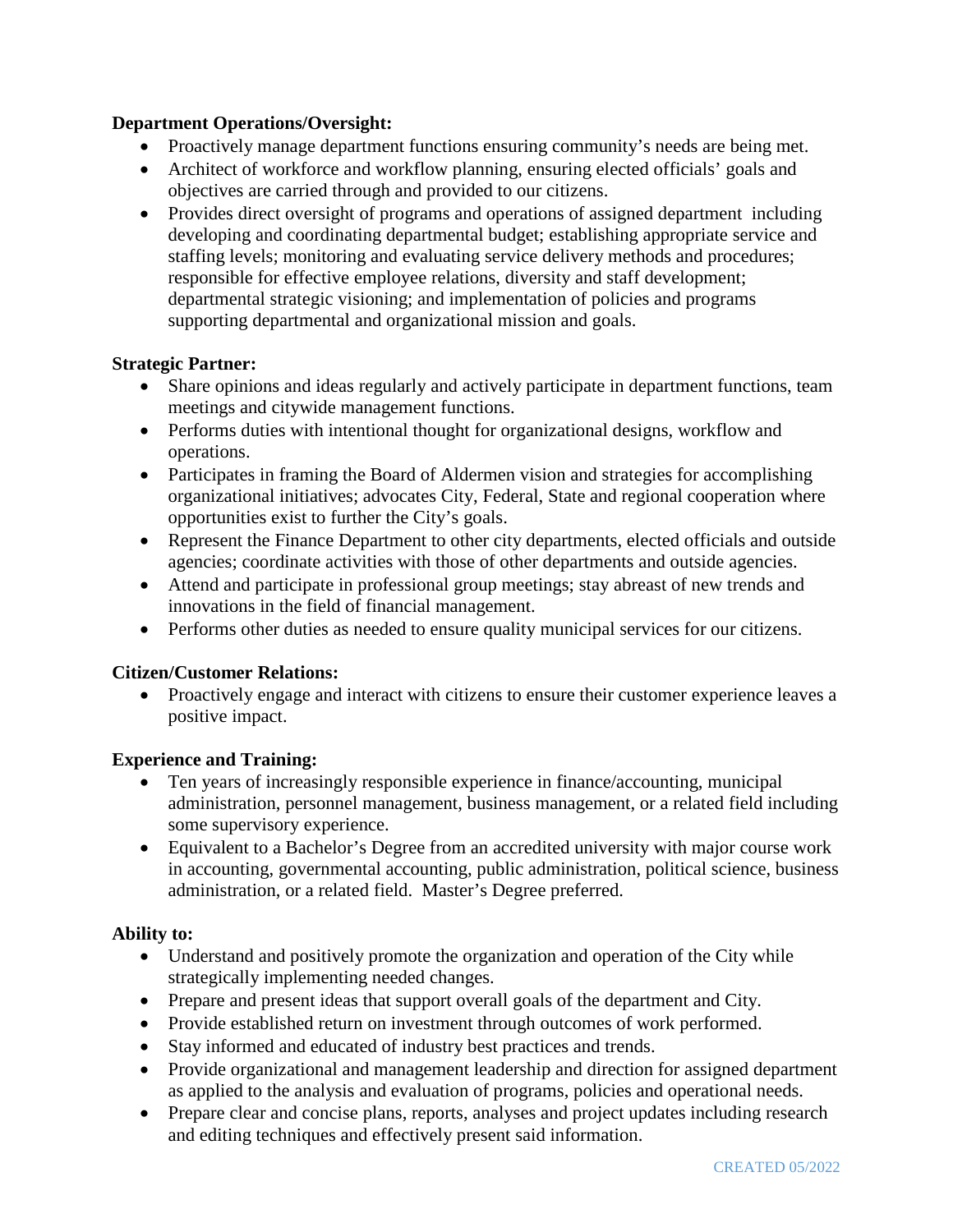**Department Operations/Oversight:**

- Proactively manage department functions ensuring community's needs are being met.
- Architect of workforce and workflow planning, ensuring elected officials' goals and objectives are carried through and provided to our citizens.
- Provides direct oversight of programs and operations of assigned department including developing and coordinating departmental budget; establishing appropriate service and staffing levels; monitoring and evaluating service delivery methods and procedures; responsible for effective employee relations, diversity and staff development; departmental strategic visioning; and implementation of policies and programs supporting departmental and organizational mission and goals.

**Strategic Partner:**

- Share opinions and ideas regularly and actively participate in department functions, team meetings and citywide management functions.
- Performs duties with intentional thought for organizational designs, workflow and operations.
- Participates in framing the Board of Aldermen vision and strategies for accomplishing organizational initiatives; advocates City, Federal, State and regional cooperation where opportunities exist to further the City's goals.
- Represent the Finance Department to other city departments, elected officials and outside agencies; coordinate activities with those of other departments and outside agencies.
- Attend and participate in professional group meetings; stay abreast of new trends and innovations in the field of financial management.
- Performs other duties as needed to ensure quality municipal services for our citizens.

**Citizen/Customer Relations:**

- Proactively engage and interact with citizens to ensure their customer experience leaves a positive impact.

**Experience and Training:**

- Ten years of increasingly responsible experience in finance/accounting, municipal administration, personnel management, business management, or a related field including some supervisory experience.
- Equivalent to a Bachelor's Degree from an accredited university with major course work in accounting, governmental accounting, public administration, political science, business administration, or a related field. Master's Degree preferred.

**Ability to:**

- Understand and positively promote the organization and operation of the City while strategically implementing needed changes.
- Prepare and present ideas that support overall goals of the department and City.
- Provide established return on investment through outcomes of work performed.
- Stay informed and educated of industry best practices and trends.
- Provide organizational and management leadership and direction for assigned department as applied to the analysis and evaluation of programs, policies and operational needs.
- Prepare clear and concise plans, reports, analyses and project updates including research and editing techniques and effectively present said information.

CREATED 05/2022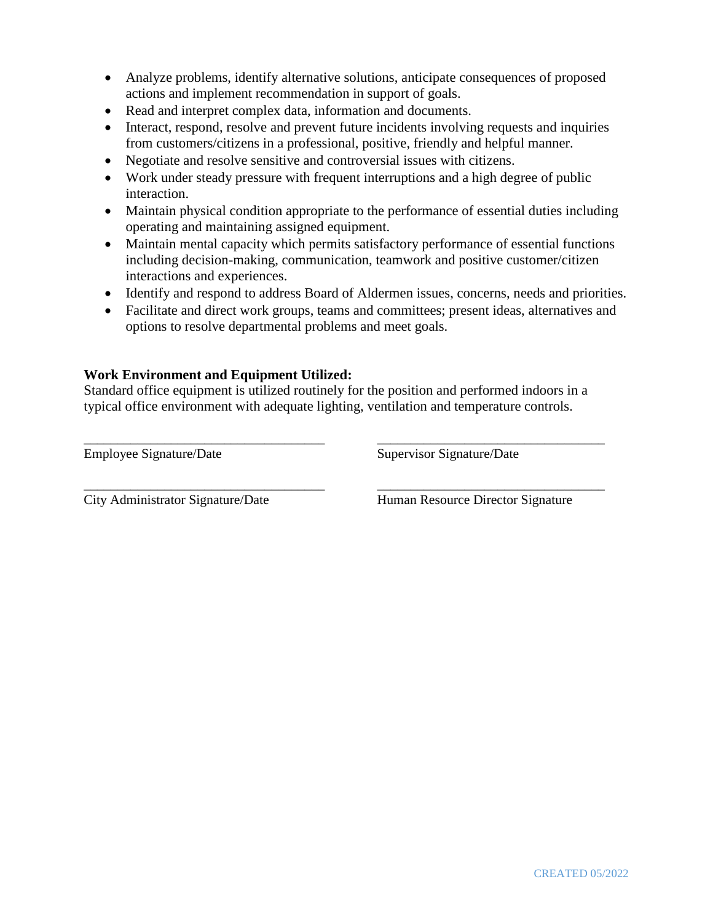- Analyze problems, identify alternative solutions, anticipate consequences of proposed actions and implement recommendation in support of goals.
- Read and interpret complex data, information and documents.
- Interact, respond, resolve and prevent future incidents involving requests and inquiries from customers/citizens in a professional, positive, friendly and helpful manner.
- Negotiate and resolve sensitive and controversial issues with citizens.
- Work under steady pressure with frequent interruptions and a high degree of public interaction.
- Maintain physical condition appropriate to the performance of essential duties including operating and maintaining assigned equipment.
- Maintain mental capacity which permits satisfactory performance of essential functions including decision-making, communication, teamwork and positive customer/citizen interactions and experiences.
- Identify and respond to address Board of Aldermen issues, concerns, needs and priorities.
- Facilitate and direct work groups, teams and committees; present ideas, alternatives and options to resolve departmental problems and meet goals.

**Work Environment and Equipment Utilized:**
Standard office equipment is utilized routinely for the position and performed indoors in a typical office environment with adequate lighting, ventilation and temperature controls.

____________________________________ ____________________________________
Employee Signature/Date Supervisor Signature/Date

____________________________________ ____________________________________
City Administrator Signature/Date Human Resource Director Signature

CREATED 05/2022